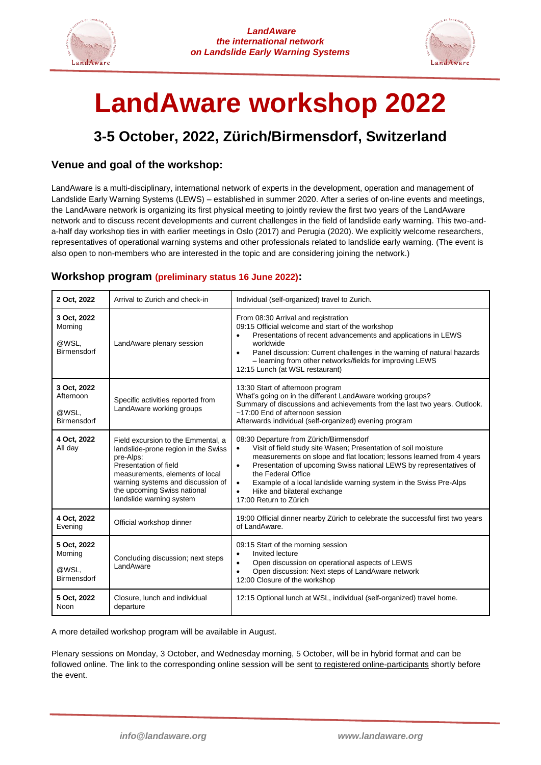*LandAware*
*the international network*
*on Landslide Early Warning Systems*

# LandAware workshop 2022

## 3-5 October, 2022, Zürich/Birmensdorf, Switzerland

### Venue and goal of the workshop:

LandAware is a multi-disciplinary, international network of experts in the development, operation and management of Landslide Early Warning Systems (LEWS) – established in summer 2020. After a series of on-line events and meetings, the LandAware network is organizing its first physical meeting to jointly review the first two years of the LandAware network and to discuss recent developments and current challenges in the field of landslide early warning. This two-and-a-half day workshop ties in with earlier meetings in Oslo (2017) and Perugia (2020). We explicitly welcome researchers, representatives of operational warning systems and other professionals related to landslide early warning. (The event is also open to non-members who are interested in the topic and are considering joining the network.)

### Workshop program (preliminary status 16 June 2022):

| | | |
|---|---|---|
| **2 Oct, 2022** | Arrival to Zurich and check-in | Individual (self-organized) travel to Zurich. |
| **3 Oct, 2022** Morning<br><br>@WSL, Birmensdorf | LandAware plenary session | From 08:30 Arrival and registration<br>09:15 Official welcome and start of the workshop<br>• Presentations of recent advancements and applications in LEWS worldwide<br>• Panel discussion: Current challenges in the warning of natural hazards – learning from other networks/fields for improving LEWS<br>12:15 Lunch (at WSL restaurant) |
| **3 Oct, 2022** Afternoon<br><br>@WSL, Birmensdorf | Specific activities reported from LandAware working groups | 13:30 Start of afternoon program<br>What's going on in the different LandAware working groups?<br>Summary of discussions and achievements from the last two years. Outlook.<br>~17:00 End of afternoon session<br>Afterwards individual (self-organized) evening program |
| **4 Oct, 2022** All day | Field excursion to the Emmental, a landslide-prone region in the Swiss pre-Alps:<br>Presentation of field measurements, elements of local warning systems and discussion of the upcoming Swiss national landslide warning system | 08:30 Departure from Zürich/Birmensdorf<br>• Visit of field study site Wasen; Presentation of soil moisture measurements on slope and flat location; lessons learned from 4 years<br>• Presentation of upcoming Swiss national LEWS by representatives of the Federal Office<br>• Example of a local landslide warning system in the Swiss Pre-Alps<br>• Hike and bilateral exchange<br>17:00 Return to Zürich |
| **4 Oct, 2022** Evening | Official workshop dinner | 19:00 Official dinner nearby Zürich to celebrate the successful first two years of LandAware. |
| **5 Oct, 2022** Morning<br><br>@WSL, Birmensdorf | Concluding discussion; next steps LandAware | 09:15 Start of the morning session<br>• Invited lecture<br>• Open discussion on operational aspects of LEWS<br>• Open discussion: Next steps of LandAware network<br>12:00 Closure of the workshop |
| **5 Oct, 2022** Noon | Closure, lunch and individual departure | 12:15 Optional lunch at WSL, individual (self-organized) travel home. |

A more detailed workshop program will be available in August.

Plenary sessions on Monday, 3 October, and Wednesday morning, 5 October, will be in hybrid format and can be followed online. The link to the corresponding online session will be sent to registered online-participants shortly before the event.

*info@landaware.org* *www.landaware.org*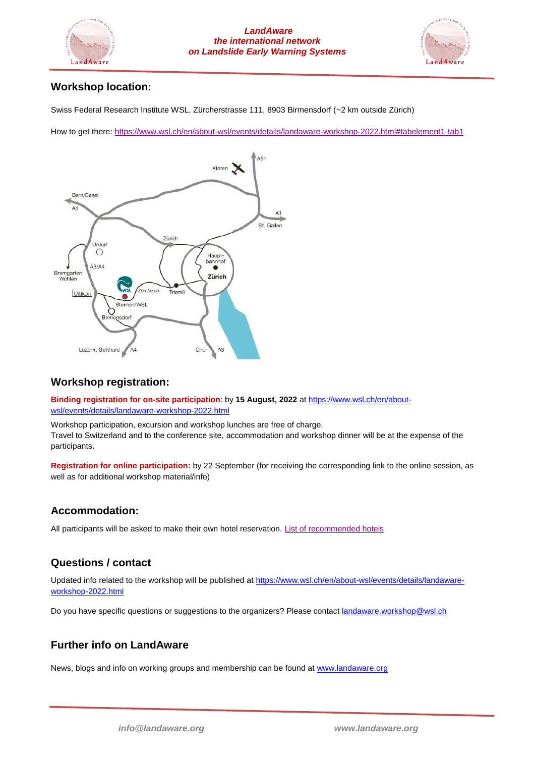## Workshop location:

Swiss Federal Research Institute WSL, Zürcherstrasse 111, 8903 Birmensdorf (~2 km outside Zürich)

How to get there: https://www.wsl.ch/en/about-wsl/events/details/landaware-workshop-2022.html#tabelement1-tab1

A51
Kloten
Bern/Basel
A1
A1
St. Gallen
Zürich
Urdorf
Haupt-bahnhof
Zürich
A3/A4
Bremgarten Wohlen
Uitikon
WSL
Zürcherstr.
Triemli
Sternen/WSL
Birmensdorf
Luzern, Gotthard
A4
Chur
A3

## Workshop registration:

**Binding registration for on-site participation**: by **15 August, 2022** at https://www.wsl.ch/en/about-wsl/events/details/landaware-workshop-2022.html

Workshop participation, excursion and workshop lunches are free of charge.
Travel to Switzerland and to the conference site, accommodation and workshop dinner will be at the expense of the participants.

**Registration for online participation:** by 22 September (for receiving the corresponding link to the online session, as well as for additional workshop material/info)

## Accommodation:

All participants will be asked to make their own hotel reservation. List of recommended hotels

## Questions / contact

Updated info related to the workshop will be published at https://www.wsl.ch/en/about-wsl/events/details/landaware-workshop-2022.html

Do you have specific questions or suggestions to the organizers? Please contact landaware.workshop@wsl.ch

## Further info on LandAware

News, blogs and info on working groups and membership can be found at www.landaware.org